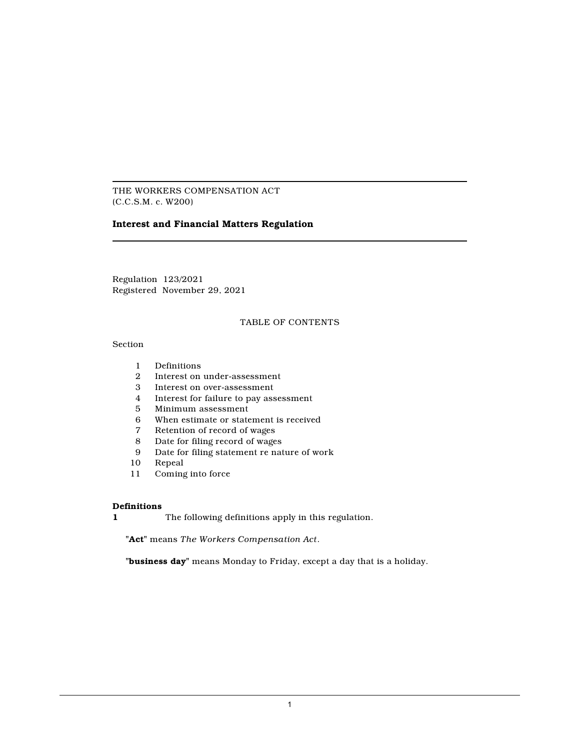THE WORKERS COMPENSATION ACT
(C.C.S.M. c. W200)

# Interest and Financial Matters Regulation

Regulation 123/2021
Registered November 29, 2021

TABLE OF CONTENTS

Section

1 Definitions
2 Interest on under-assessment
3 Interest on over-assessment
4 Interest for failure to pay assessment
5 Minimum assessment
6 When estimate or statement is received
7 Retention of record of wages
8 Date for filing record of wages
9 Date for filing statement re nature of work
10 Repeal
11 Coming into force

**Definitions**

**1** The following definitions apply in this regulation.

"**Act**" means *The Workers Compensation Act*.

"**business day**" means Monday to Friday, except a day that is a holiday.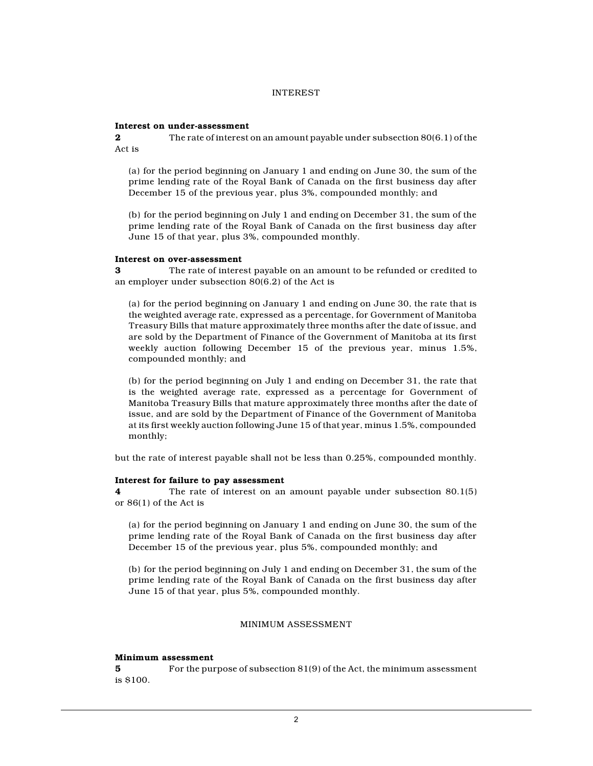## INTEREST

**Interest on under-assessment**

**2** The rate of interest on an amount payable under subsection 80(6.1) of the Act is

(a) for the period beginning on January 1 and ending on June 30, the sum of the prime lending rate of the Royal Bank of Canada on the first business day after December 15 of the previous year, plus 3%, compounded monthly; and

(b) for the period beginning on July 1 and ending on December 31, the sum of the prime lending rate of the Royal Bank of Canada on the first business day after June 15 of that year, plus 3%, compounded monthly.

**Interest on over-assessment**

**3** The rate of interest payable on an amount to be refunded or credited to an employer under subsection 80(6.2) of the Act is

(a) for the period beginning on January 1 and ending on June 30, the rate that is the weighted average rate, expressed as a percentage, for Government of Manitoba Treasury Bills that mature approximately three months after the date of issue, and are sold by the Department of Finance of the Government of Manitoba at its first weekly auction following December 15 of the previous year, minus 1.5%, compounded monthly; and

(b) for the period beginning on July 1 and ending on December 31, the rate that is the weighted average rate, expressed as a percentage for Government of Manitoba Treasury Bills that mature approximately three months after the date of issue, and are sold by the Department of Finance of the Government of Manitoba at its first weekly auction following June 15 of that year, minus 1.5%, compounded monthly;

but the rate of interest payable shall not be less than 0.25%, compounded monthly.

**Interest for failure to pay assessment**

**4** The rate of interest on an amount payable under subsection 80.1(5) or 86(1) of the Act is

(a) for the period beginning on January 1 and ending on June 30, the sum of the prime lending rate of the Royal Bank of Canada on the first business day after December 15 of the previous year, plus 5%, compounded monthly; and

(b) for the period beginning on July 1 and ending on December 31, the sum of the prime lending rate of the Royal Bank of Canada on the first business day after June 15 of that year, plus 5%, compounded monthly.

## MINIMUM ASSESSMENT

**Minimum assessment**

**5** For the purpose of subsection 81(9) of the Act, the minimum assessment is $100.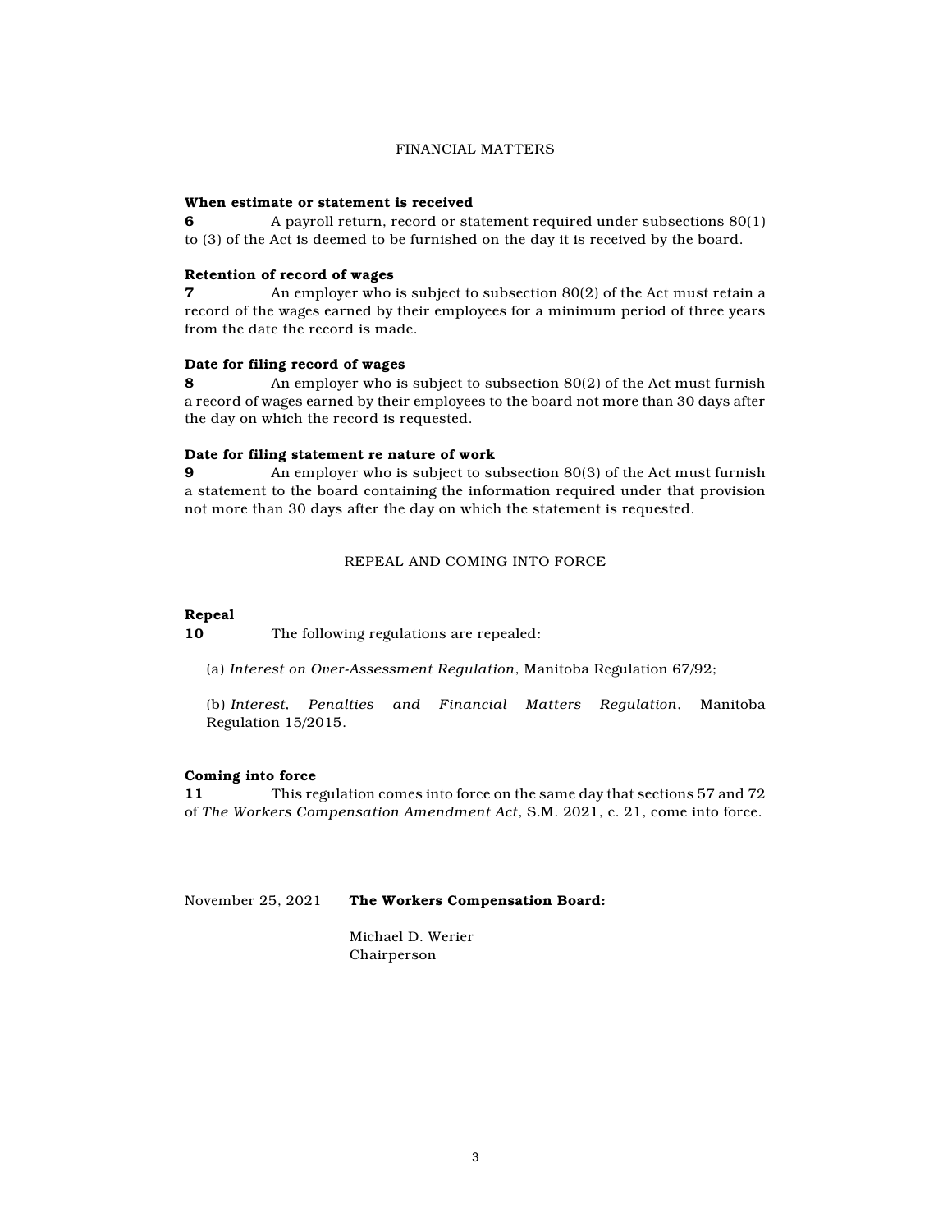## FINANCIAL MATTERS

**When estimate or statement is received**

**6** A payroll return, record or statement required under subsections 80(1) to (3) of the Act is deemed to be furnished on the day it is received by the board.

**Retention of record of wages**

**7** An employer who is subject to subsection 80(2) of the Act must retain a record of the wages earned by their employees for a minimum period of three years from the date the record is made.

**Date for filing record of wages**

**8** An employer who is subject to subsection 80(2) of the Act must furnish a record of wages earned by their employees to the board not more than 30 days after the day on which the record is requested.

**Date for filing statement re nature of work**

**9** An employer who is subject to subsection 80(3) of the Act must furnish a statement to the board containing the information required under that provision not more than 30 days after the day on which the statement is requested.

## REPEAL AND COMING INTO FORCE

**Repeal**

**10** The following regulations are repealed:

(a) *Interest on Over-Assessment Regulation*, Manitoba Regulation 67/92;

(b) *Interest, Penalties and Financial Matters Regulation*, Manitoba Regulation 15/2015.

**Coming into force**

**11** This regulation comes into force on the same day that sections 57 and 72 of *The Workers Compensation Amendment Act*, S.M. 2021, c. 21, come into force.

November 25, 2021 **The Workers Compensation Board:**

Michael D. Werier
Chairperson